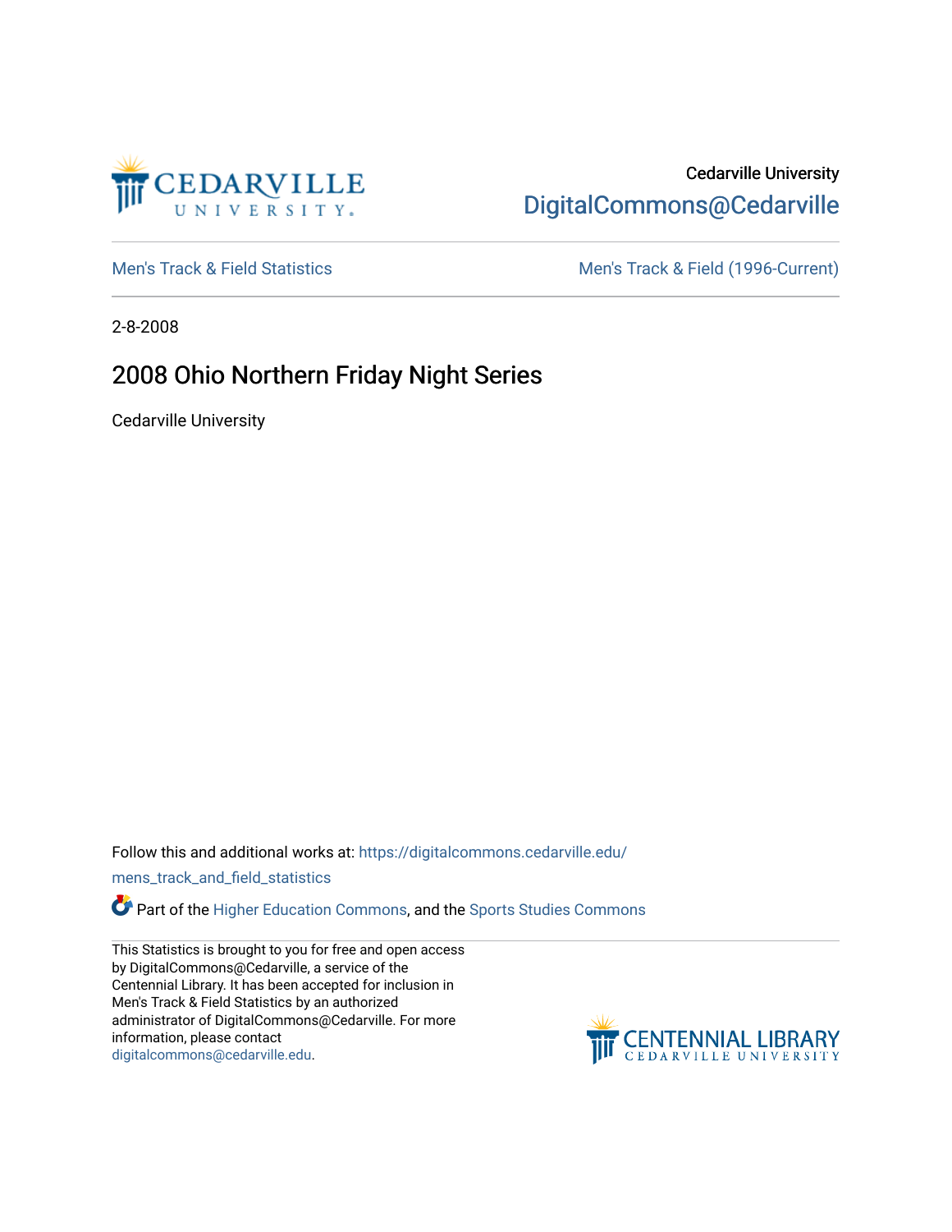Cedarville University

DigitalCommons@Cedarville

Men's Track & Field Statistics

Men's Track & Field (1996-Current)

2-8-2008

# 2008 Ohio Northern Friday Night Series

Cedarville University

Follow this and additional works at: https://digitalcommons.cedarville.edu/mens_track_and_field_statistics

Part of the Higher Education Commons, and the Sports Studies Commons

This Statistics is brought to you for free and open access by DigitalCommons@Cedarville, a service of the Centennial Library. It has been accepted for inclusion in Men's Track & Field Statistics by an authorized administrator of DigitalCommons@Cedarville. For more information, please contact digitalcommons@cedarville.edu.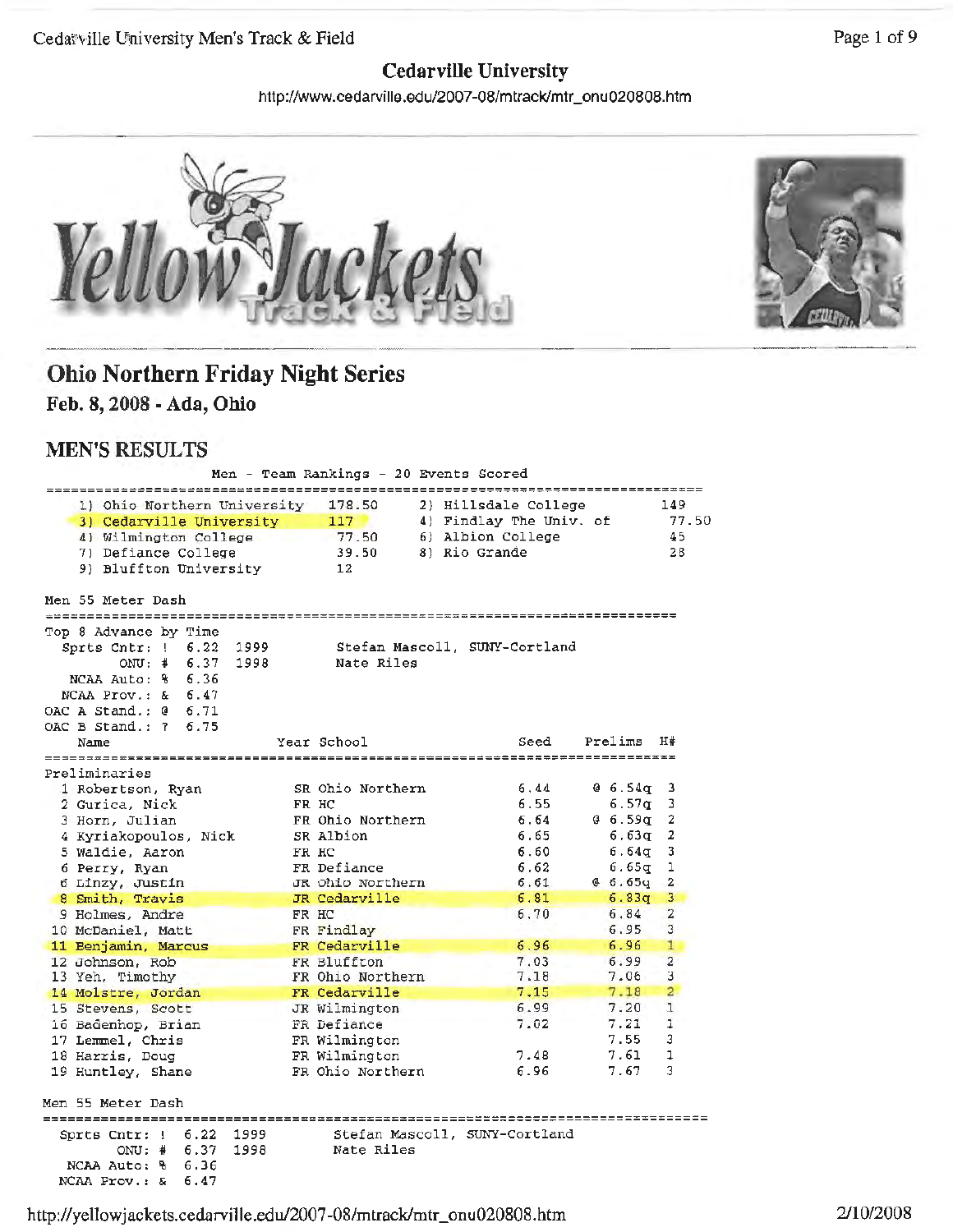# Cedarville University

http://www.cedarville.edu/2007-08/mtrack/mtr_onu020808.htm

## Ohio Northern Friday Night Series

### Feb. 8, 2008 - Ada, Ohio

## MEN'S RESULTS

```
                    Men - Team Rankings - 20 Events Scored
===============================================================================
    1) Ohio Northern University    178.50      2) Hillsdale College          149
    3) Cedarville University       117         4) Findlay The Univ. of        77.50
    4) Wilmington College           77.50      6) Albion College              45
    7) Defiance College             39.50      8) Rio Grande                  28
    9) Bluffton University          12
```

```
Men 55 Meter Dash
==========================================================================
Top 8 Advance by Time
  Sprts Cntr: !  6.22  1999        Stefan Mascoll, SUNY-Cortland
         ONU: #  6.37  1998        Nate Riles
   NCAA Auto: %  6.36
  NCAA Prov.: &  6.47
OAC A Stand.: @  6.71
OAC B Stand.: ?  6.75
    Name                    Year School                Seed     Prelims  H#
==========================================================================
Preliminaries
  1 Robertson, Ryan          SR Ohio Northern          6.44    @ 6.54q  3
  2 Gurica, Nick             FR HC                     6.55      6.57q  3
  3 Horn, Julian             FR Ohio Northern          6.64    @ 6.59q  2
  4 Kyriakopoulos, Nick      SR Albion                 6.65      6.63q  2
  5 Waldie, Aaron            FR HC                     6.60      6.64q  3
  6 Perry, Ryan              FR Defiance               6.62      6.65q  1
  6 Linzy, Justin            JR Ohio Northern          6.61    @ 6.65q  2
  8 Smith, Travis            JR Cedarville             6.81      6.83q  3
  9 Holmes, Andre            FR HC                     6.70      6.84   2
 10 McDaniel, Matt           FR Findlay                          6.95   3
 11 Benjamin, Marcus         FR Cedarville             6.96      6.96   1
 12 Johnson, Rob             FR Bluffton               7.03      6.99   2
 13 Yeh, Timothy             FR Ohio Northern          7.18      7.06   3
 14 Molstre, Jordan          FR Cedarville             7.15      7.18   2
 15 Stevens, Scott           JR Wilmington             6.99      7.20   1
 16 Badenhop, Brian          FR Defiance               7.02      7.21   1
 17 Lemmel, Chris            FR Wilmington                       7.55   3
 18 Harris, Doug             FR Wilmington             7.48      7.61   1
 19 Huntley, Shane           FR Ohio Northern          6.96      7.67   3
```

```
Men 55 Meter Dash
===============================================================================
  Sprts Cntr: !  6.22  1999        Stefan Mascoll, SUNY-Cortland
         ONU: #  6.37  1998        Nate Riles
   NCAA Auto: %  6.36
  NCAA Prov.: &  6.47
```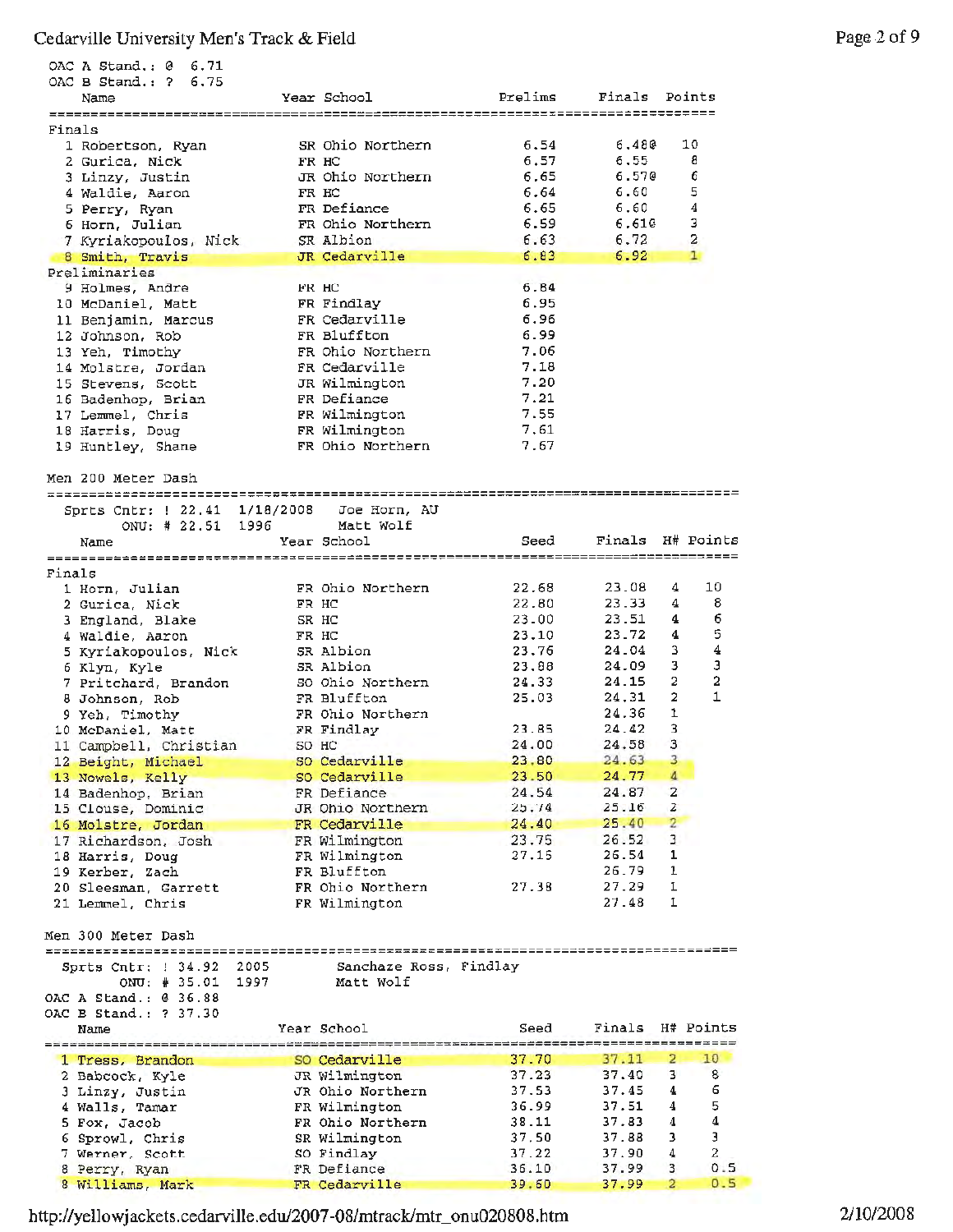OAC A Stand.: @ 6.71
OAC B Stand.: ? 6.75

| | Name | Year | School | Prelims | Finals | Points |
|---|---|---|---|---|---|---|
| **Finals** | | | | | | |
| 1 | Robertson, Ryan | SR | Ohio Northern | 6.54 | 6.48@ | 10 |
| 2 | Gurica, Nick | FR | HC | 6.57 | 6.55 | 8 |
| 3 | Linzy, Justin | JR | Ohio Northern | 6.65 | 6.57@ | 6 |
| 4 | Waldie, Aaron | FR | HC | 6.64 | 6.60 | 5 |
| 5 | Perry, Ryan | FR | Defiance | 6.65 | 6.60 | 4 |
| 6 | Horn, Julian | FR | Ohio Northern | 6.59 | 6.61@ | 3 |
| 7 | Kyriakopoulos, Nick | SR | Albion | 6.63 | 6.72 | 2 |
| 8 | Smith, Travis | JR | Cedarville | 6.83 | 6.92 | 1 |
| **Preliminaries** | | | | | | |
| 9 | Holmes, Andre | FR | HC | 6.84 | | |
| 10 | McDaniel, Matt | FR | Findlay | 6.95 | | |
| 11 | Benjamin, Marcus | FR | Cedarville | 6.96 | | |
| 12 | Johnson, Rob | FR | Bluffton | 6.99 | | |
| 13 | Yeh, Timothy | FR | Ohio Northern | 7.06 | | |
| 14 | Molstre, Jordan | FR | Cedarville | 7.18 | | |
| 15 | Stevens, Scott | JR | Wilmington | 7.20 | | |
| 16 | Badenhop, Brian | FR | Defiance | 7.21 | | |
| 17 | Lemmel, Chris | FR | Wilmington | 7.55 | | |
| 18 | Harris, Doug | FR | Wilmington | 7.61 | | |
| 19 | Huntley, Shane | FR | Ohio Northern | 7.67 | | |

## Men 200 Meter Dash

Sprts Cntr: ! 22.41 1/18/2008 Joe Horn, AU
ONU: # 22.51 1996 Matt Wolf

| | Name | Year | School | Seed | Finals | H# | Points |
|---|---|---|---|---|---|---|---|
| **Finals** | | | | | | | |
| 1 | Horn, Julian | FR | Ohio Northern | 22.68 | 23.08 | 4 | 10 |
| 2 | Gurica, Nick | FR | HC | 22.80 | 23.33 | 4 | 8 |
| 3 | England, Blake | SR | HC | 23.00 | 23.51 | 4 | 6 |
| 4 | Waldie, Aaron | FR | HC | 23.10 | 23.72 | 4 | 5 |
| 5 | Kyriakopoulos, Nick | SR | Albion | 23.76 | 24.04 | 3 | 4 |
| 6 | Klyn, Kyle | SR | Albion | 23.88 | 24.09 | 3 | 3 |
| 7 | Pritchard, Brandon | SO | Ohio Northern | 24.33 | 24.15 | 2 | 2 |
| 8 | Johnson, Rob | FR | Bluffton | 25.03 | 24.31 | 2 | 1 |
| 9 | Yeh, Timothy | FR | Ohio Northern | | 24.36 | 1 | |
| 10 | McDaniel, Matt | FR | Findlay | 23.85 | 24.42 | 3 | |
| 11 | Campbell, Christian | SO | HC | 24.00 | 24.58 | 3 | |
| 12 | Beight, Michael | SO | Cedarville | 23.80 | 24.63 | 3 | |
| 13 | Nowels, Kelly | SO | Cedarville | 23.50 | 24.77 | 4 | |
| 14 | Badenhop, Brian | FR | Defiance | 24.54 | 24.87 | 2 | |
| 15 | Clouse, Dominic | JR | Ohio Northern | 25.74 | 25.16 | 2 | |
| 16 | Molstre, Jordan | FR | Cedarville | 24.40 | 25.40 | 2 | |
| 17 | Richardson, Josh | FR | Wilmington | 23.75 | 26.52 | 3 | |
| 18 | Harris, Doug | FR | Wilmington | 27.15 | 26.54 | 1 | |
| 19 | Kerber, Zach | FR | Bluffton | | 26.79 | 1 | |
| 20 | Sleesman, Garrett | FR | Ohio Northern | 27.38 | 27.29 | 1 | |
| 21 | Lemmel, Chris | FR | Wilmington | | 27.48 | 1 | |

## Men 300 Meter Dash

Sprts Cntr: ! 34.92 2005 Sanchaze Ross, Findlay
ONU: # 35.01 1997 Matt Wolf
OAC A Stand.: @ 36.88
OAC B Stand.: ? 37.30

| | Name | Year | School | Seed | Finals | H# | Points |
|---|---|---|---|---|---|---|---|
| 1 | Tress, Brandon | SO | Cedarville | 37.70 | 37.11 | 2 | 10 |
| 2 | Babcock, Kyle | JR | Wilmington | 37.23 | 37.40 | 3 | 8 |
| 3 | Linzy, Justin | JR | Ohio Northern | 37.53 | 37.45 | 4 | 6 |
| 4 | Walls, Tamar | FR | Wilmington | 36.99 | 37.51 | 4 | 5 |
| 5 | Fox, Jacob | FR | Ohio Northern | 38.11 | 37.83 | 4 | 4 |
| 6 | Sprowl, Chris | SR | Wilmington | 37.50 | 37.88 | 3 | 3 |
| 7 | Werner, Scott | SO | Findlay | 37.22 | 37.90 | 4 | 2 |
| 8 | Perry, Ryan | FR | Defiance | 36.10 | 37.99 | 3 | 0.5 |
| 8 | Williams, Mark | FR | Cedarville | 39.60 | 37.99 | 2 | 0.5 |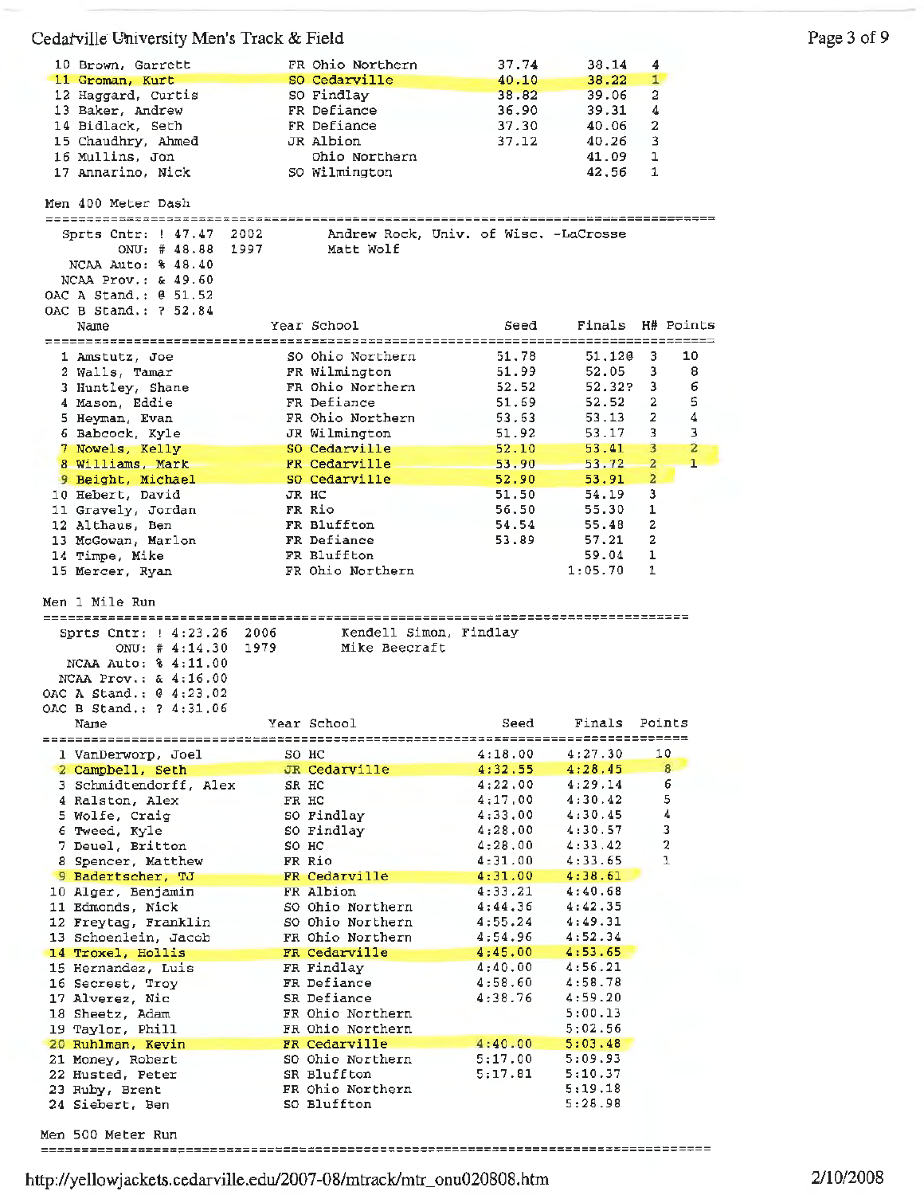| | Name | Year | School | Seed | Finals | H# |
|---|---|---|---|---|---|---|
| 10 | Brown, Garrett | FR | Ohio Northern | 37.74 | 38.14 | 4 |
| 11 | Groman, Kurt | SO | Cedarville | 40.10 | 38.22 | 1 |
| 12 | Haggard, Curtis | SO | Findlay | 38.82 | 39.06 | 2 |
| 13 | Baker, Andrew | FR | Defiance | 36.90 | 39.31 | 4 |
| 14 | Bidlack, Seth | FR | Defiance | 37.30 | 40.06 | 2 |
| 15 | Chaudhry, Ahmed | JR | Albion | 37.12 | 40.26 | 3 |
| 16 | Mullins, Jon | | Ohio Northern | | 41.09 | 1 |
| 17 | Annarino, Nick | SO | Wilmington | | 42.56 | 1 |

## Men 400 Meter Dash

```
   Sprts Cntr: ! 47.47  2002        Andrew Rock, Univ. of Wisc. -LaCrosse
          ONU: # 48.88  1997        Matt Wolf
    NCAA Auto: % 48.40
   NCAA Prov.: & 49.60
 OAC A Stand.: @ 51.52
 OAC B Stand.: ? 52.84
```

| | Name | Year | School | Seed | Finals | H# | Points |
|---|---|---|---|---|---|---|---|
| 1 | Amstutz, Joe | SO | Ohio Northern | 51.78 | 51.12@ | 3 | 10 |
| 2 | Walls, Tamar | FR | Wilmington | 51.99 | 52.05 | 3 | 8 |
| 3 | Huntley, Shane | FR | Ohio Northern | 52.52 | 52.32? | 3 | 6 |
| 4 | Mason, Eddie | FR | Defiance | 51.69 | 52.52 | 2 | 5 |
| 5 | Heyman, Evan | FR | Ohio Northern | 53.63 | 53.13 | 2 | 4 |
| 6 | Babcock, Kyle | JR | Wilmington | 51.92 | 53.17 | 3 | 3 |
| 7 | Nowels, Kelly | SO | Cedarville | 52.10 | 53.41 | 3 | 2 |
| 8 | Williams, Mark | FR | Cedarville | 53.90 | 53.72 | 2 | 1 |
| 9 | Beight, Michael | SO | Cedarville | 52.90 | 53.91 | 2 | |
| 10 | Hebert, David | JR | HC | 51.50 | 54.19 | 3 | |
| 11 | Gravely, Jordan | FR | Rio | 56.50 | 55.30 | 1 | |
| 12 | Althaus, Ben | FR | Bluffton | 54.54 | 55.48 | 2 | |
| 13 | McGowan, Marlon | FR | Defiance | 53.89 | 57.21 | 2 | |
| 14 | Timpe, Mike | FR | Bluffton | | 59.04 | 1 | |
| 15 | Mercer, Ryan | FR | Ohio Northern | | 1:05.70 | 1 | |

## Men 1 Mile Run

```
   Sprts Cntr: ! 4:23.26  2006        Kendell Simon, Findlay
          ONU: # 4:14.30  1979        Mike Beecraft
    NCAA Auto: % 4:11.00
   NCAA Prov.: & 4:16.00
 OAC A Stand.: @ 4:23.02
 OAC B Stand.: ? 4:31.06
```

| | Name | Year | School | Seed | Finals | Points |
|---|---|---|---|---|---|---|
| 1 | VanDerworp, Joel | SO | HC | 4:18.00 | 4:27.30 | 10 |
| 2 | Campbell, Seth | JR | Cedarville | 4:32.55 | 4:28.45 | 8 |
| 3 | Schmidtendorff, Alex | SR | HC | 4:22.00 | 4:29.14 | 6 |
| 4 | Ralston, Alex | FR | HC | 4:17.00 | 4:30.42 | 5 |
| 5 | Wolfe, Craig | SO | Findlay | 4:33.00 | 4:30.45 | 4 |
| 6 | Tweed, Kyle | SO | Findlay | 4:28.00 | 4:30.57 | 3 |
| 7 | Deuel, Britton | SO | HC | 4:28.00 | 4:33.42 | 2 |
| 8 | Spencer, Matthew | FR | Rio | 4:31.00 | 4:33.65 | 1 |
| 9 | Badertscher, TJ | FR | Cedarville | 4:31.00 | 4:38.61 | |
| 10 | Alger, Benjamin | FR | Albion | 4:33.21 | 4:40.68 | |
| 11 | Edmonds, Nick | SO | Ohio Northern | 4:44.36 | 4:42.35 | |
| 12 | Freytag, Franklin | SO | Ohio Northern | 4:55.24 | 4:49.31 | |
| 13 | Schoenlein, Jacob | FR | Ohio Northern | 4:54.96 | 4:52.34 | |
| 14 | Troxel, Hollis | FR | Cedarville | 4:45.00 | 4:53.65 | |
| 15 | Hernandez, Luis | FR | Findlay | 4:40.00 | 4:56.21 | |
| 16 | Secrest, Troy | FR | Defiance | 4:58.60 | 4:58.78 | |
| 17 | Alverez, Nic | SR | Defiance | 4:38.76 | 4:59.20 | |
| 18 | Sheetz, Adam | FR | Ohio Northern | | 5:00.13 | |
| 19 | Taylor, Phill | FR | Ohio Northern | | 5:02.56 | |
| 20 | Ruhlman, Kevin | FR | Cedarville | 4:40.00 | 5:03.48 | |
| 21 | Money, Robert | SO | Ohio Northern | 5:17.00 | 5:09.93 | |
| 22 | Husted, Peter | SR | Bluffton | 5:17.81 | 5:10.37 | |
| 23 | Ruby, Brent | FR | Ohio Northern | | 5:19.18 | |
| 24 | Siebert, Ben | SO | Bluffton | | 5:28.98 | |

## Men 500 Meter Run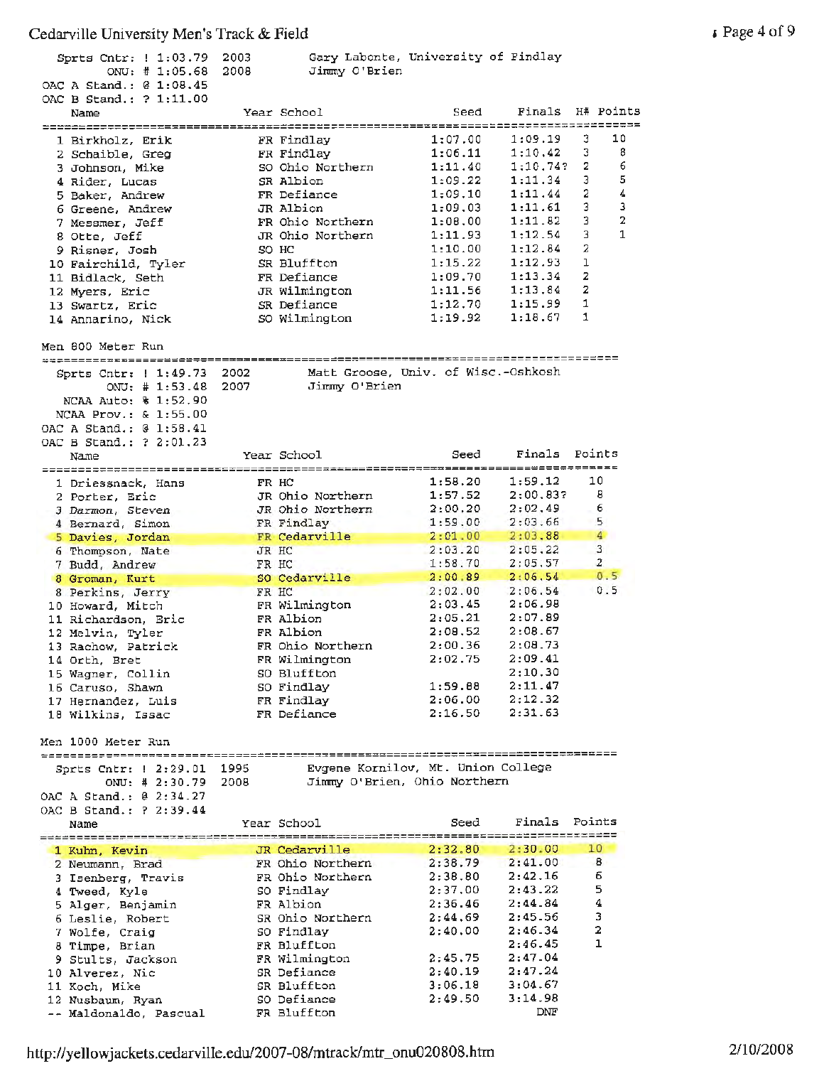Sprts Cntr: ! 1:03.79 2003 Gary Labonte, University of Findlay
ONU: # 1:05.68 2008 Jimmy O'Brien
OAC A Stand.: @ 1:08.45
OAC B Stand.: ? 1:11.00

| | Name | Year | School | Seed | Finals | H# | Points |
|---|---|---|---|---|---|---|---|
| 1 | Birkholz, Erik | FR | Findlay | 1:07.00 | 1:09.19 | 3 | 10 |
| 2 | Schaible, Greg | FR | Findlay | 1:06.11 | 1:10.42 | 3 | 8 |
| 3 | Johnson, Mike | SO | Ohio Northern | 1:11.40 | 1:10.74? | 2 | 6 |
| 4 | Rider, Lucas | SR | Albion | 1:09.22 | 1:11.34 | 3 | 5 |
| 5 | Baker, Andrew | FR | Defiance | 1:09.10 | 1:11.44 | 2 | 4 |
| 6 | Greene, Andrew | JR | Albion | 1:09.03 | 1:11.61 | 3 | 3 |
| 7 | Messmer, Jeff | FR | Ohio Northern | 1:08.00 | 1:11.82 | 3 | 2 |
| 8 | Otte, Jeff | JR | Ohio Northern | 1:11.93 | 1:12.54 | 3 | 1 |
| 9 | Risner, Josh | SO | HC | 1:10.00 | 1:12.84 | 2 | |
| 10 | Fairchild, Tyler | SR | Bluffton | 1:15.22 | 1:12.93 | 1 | |
| 11 | Bidlack, Seth | FR | Defiance | 1:09.70 | 1:13.34 | 2 | |
| 12 | Myers, Eric | JR | Wilmington | 1:11.56 | 1:13.84 | 2 | |
| 13 | Swartz, Eric | SR | Defiance | 1:12.70 | 1:15.99 | 1 | |
| 14 | Annarino, Nick | SO | Wilmington | 1:19.92 | 1:18.67 | 1 | |

## Men 800 Meter Run

Sprts Cntr: ! 1:49.73 2002 Matt Groose, Univ. of Wisc.-Oshkosh
ONU: # 1:53.48 2007 Jimmy O'Brien
NCAA Auto: % 1:52.90
NCAA Prov.: & 1:55.00
OAC A Stand.: @ 1:58.41
OAC B Stand.: ? 2:01.23

| | Name | Year | School | Seed | Finals | Points |
|---|---|---|---|---|---|---|
| 1 | Driessnack, Hans | FR | HC | 1:58.20 | 1:59.12 | 10 |
| 2 | Porter, Eric | JR | Ohio Northern | 1:57.52 | 2:00.83? | 8 |
| 3 | Darmon, Steven | JR | Ohio Northern | 2:00.20 | 2:02.49 | 6 |
| 4 | Bernard, Simon | FR | Findlay | 1:59.00 | 2:03.66 | 5 |
| 5 | Davies, Jordan | FR | Cedarville | 2:01.00 | 2:03.88 | 4 |
| 6 | Thompson, Nate | JR | HC | 2:03.20 | 2:05.22 | 3 |
| 7 | Budd, Andrew | FR | HC | 1:58.70 | 2:05.57 | 2 |
| 8 | Groman, Kurt | SO | Cedarville | 2:00.89 | 2:06.54 | 0.5 |
| 8 | Perkins, Jerry | FR | HC | 2:02.00 | 2:06.54 | 0.5 |
| 10 | Howard, Mitch | FR | Wilmington | 2:03.45 | 2:06.98 | |
| 11 | Richardson, Eric | FR | Albion | 2:05.21 | 2:07.89 | |
| 12 | Melvin, Tyler | FR | Albion | 2:08.52 | 2:08.67 | |
| 13 | Rachow, Patrick | FR | Ohio Northern | 2:00.36 | 2:08.73 | |
| 14 | Orth, Bret | FR | Wilmington | 2:02.75 | 2:09.41 | |
| 15 | Wagner, Collin | SO | Bluffton | | 2:10.30 | |
| 16 | Caruso, Shawn | SO | Findlay | 1:59.88 | 2:11.47 | |
| 17 | Hernandez, Luis | FR | Findlay | 2:06.00 | 2:12.32 | |
| 18 | Wilkins, Issac | FR | Defiance | 2:16.50 | 2:31.63 | |

## Men 1000 Meter Run

Sprts Cntr: ! 2:29.01 1995 Evgene Kornilov, Mt. Union College
ONU: # 2:30.79 2008 Jimmy O'Brien, Ohio Northern
OAC A Stand.: @ 2:34.27
OAC B Stand.: ? 2:39.44

| | Name | Year | School | Seed | Finals | Points |
|---|---|---|---|---|---|---|
| 1 | Kuhn, Kevin | JR | Cedarville | 2:32.80 | 2:30.00 | 10 |
| 2 | Neumann, Brad | FR | Ohio Northern | 2:38.79 | 2:41.00 | 8 |
| 3 | Isenberg, Travis | FR | Ohio Northern | 2:38.80 | 2:42.16 | 6 |
| 4 | Tweed, Kyle | SO | Findlay | 2:37.00 | 2:43.22 | 5 |
| 5 | Alger, Benjamin | FR | Albion | 2:36.46 | 2:44.84 | 4 |
| 6 | Leslie, Robert | SR | Ohio Northern | 2:44.69 | 2:45.56 | 3 |
| 7 | Wolfe, Craig | SO | Findlay | 2:40.00 | 2:46.34 | 2 |
| 8 | Timpe, Brian | FR | Bluffton | | 2:46.45 | 1 |
| 9 | Stults, Jackson | FR | Wilmington | 2:45.75 | 2:47.04 | |
| 10 | Alverez, Nic | SR | Defiance | 2:40.19 | 2:47.24 | |
| 11 | Koch, Mike | SR | Bluffton | 3:06.18 | 3:04.67 | |
| 12 | Nusbaum, Ryan | SO | Defiance | 2:49.50 | 3:14.98 | |
| -- | Maldonaldo, Pascual | FR | Bluffton | | DNF | |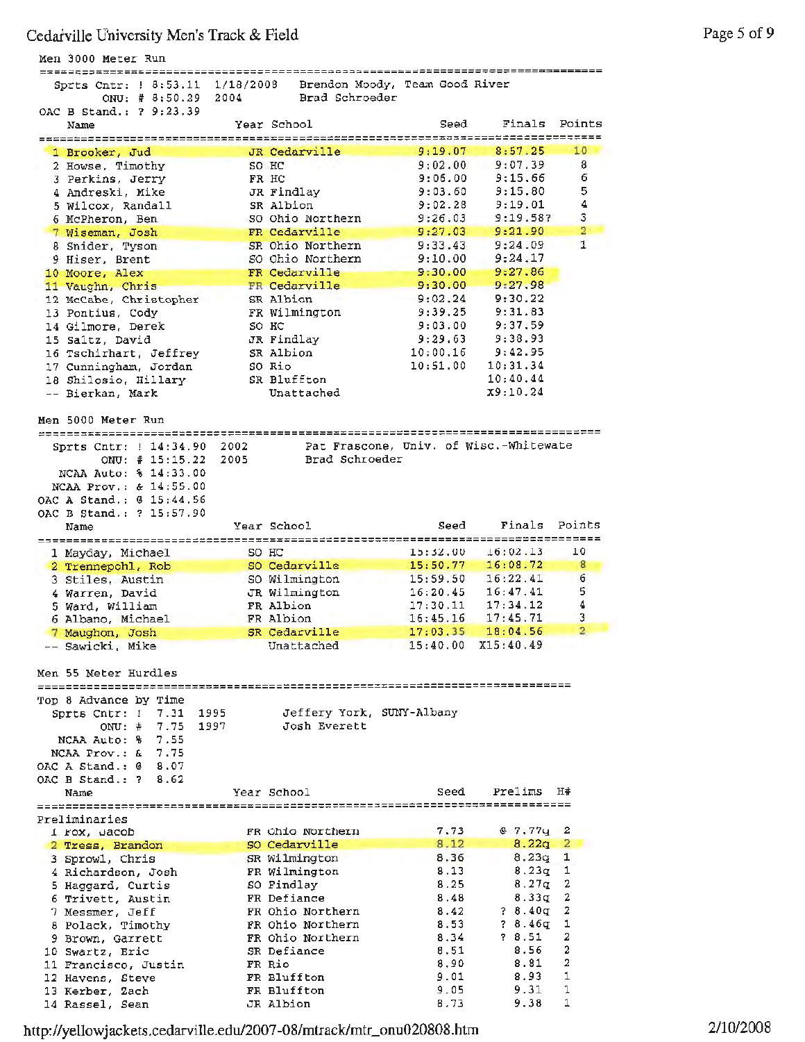## Men 3000 Meter Run

Sprts Cntr: ! 8:53.11 1/18/2008 Brendon Moody, Team Good River
ONU: # 8:50.29 2004 Brad Schroeder
OAC B Stand.: ? 9:23.39

| Place | Name | Year | School | Seed | Finals | Points |
|---|---|---|---|---|---|---|
| 1 | Brooker, Jud | JR | Cedarville | 9:19.07 | 8:57.25 | 10 |
| 2 | Howse, Timothy | SO | HC | 9:02.00 | 9:07.39 | 8 |
| 3 | Perkins, Jerry | FR | HC | 9:06.00 | 9:15.66 | 6 |
| 4 | Andreski, Mike | JR | Findlay | 9:03.60 | 9:15.80 | 5 |
| 5 | Wilcox, Randall | SR | Albion | 9:02.28 | 9:19.01 | 4 |
| 6 | McPheron, Ben | SO | Ohio Northern | 9:26.03 | 9:19.58? | 3 |
| 7 | Wiseman, Josh | FR | Cedarville | 9:27.03 | 9:21.90 | 2 |
| 8 | Snider, Tyson | SR | Ohio Northern | 9:33.43 | 9:24.09 | 1 |
| 9 | Hiser, Brent | SO | Ohio Northern | 9:10.00 | 9:24.17 | |
| 10 | Moore, Alex | FR | Cedarville | 9:30.00 | 9:27.86 | |
| 11 | Vaughn, Chris | FR | Cedarville | 9:30.00 | 9:27.98 | |
| 12 | McCabe, Christopher | SR | Albion | 9:02.24 | 9:30.22 | |
| 13 | Pontius, Cody | FR | Wilmington | 9:39.25 | 9:31.83 | |
| 14 | Gilmore, Derek | SO | HC | 9:03.00 | 9:37.59 | |
| 15 | Saltz, David | JR | Findlay | 9:29.63 | 9:38.93 | |
| 16 | Tschirhart, Jeffrey | SR | Albion | 10:00.16 | 9:42.95 | |
| 17 | Cunningham, Jordan | SO | Rio | 10:51.00 | 10:31.34 | |
| 18 | Shilosio, Hillary | SR | Bluffton | | 10:40.44 | |
| -- | Bierkan, Mark | | Unattached | | X9:10.24 | |

## Men 5000 Meter Run

Sprts Cntr: ! 14:34.90 2002 Pat Frascone, Univ. of Wisc.-Whitewate
ONU: # 15:15.22 2005 Brad Schroeder
NCAA Auto: % 14:33.00
NCAA Prov.: & 14:55.00
OAC A Stand.: @ 15:44.56
OAC B Stand.: ? 15:57.90

| Place | Name | Year | School | Seed | Finals | Points |
|---|---|---|---|---|---|---|
| 1 | Mayday, Michael | SO | HC | 15:32.00 | 16:02.13 | 10 |
| 2 | Trennepohl, Rob | SO | Cedarville | 15:50.77 | 16:08.72 | 8 |
| 3 | Stiles, Austin | SO | Wilmington | 15:59.50 | 16:22.41 | 6 |
| 4 | Warren, David | JR | Wilmington | 16:20.45 | 16:47.41 | 5 |
| 5 | Ward, William | FR | Albion | 17:30.11 | 17:34.12 | 4 |
| 6 | Albano, Michael | FR | Albion | 16:45.16 | 17:45.71 | 3 |
| 7 | Maughon, Josh | SR | Cedarville | 17:03.35 | 18:04.56 | 2 |
| -- | Sawicki, Mike | | Unattached | 15:40.00 | X15:40.49 | |

## Men 55 Meter Hurdles

Top 8 Advance by Time
Sprts Cntr: ! 7.31 1995 Jeffery York, SUNY-Albany
ONU: # 7.75 1997 Josh Everett
NCAA Auto: % 7.55
NCAA Prov.: & 7.75
OAC A Stand.: @ 8.07
OAC B Stand.: ? 8.62

Preliminaries

| Place | Name | Year | School | Seed | Prelims | H# |
|---|---|---|---|---|---|---|
| 1 | Fox, Jacob | FR | Ohio Northern | 7.73 | @ 7.77q | 2 |
| 2 | Tress, Brandon | SO | Cedarville | 8.12 | 8.22q | 2 |
| 3 | Sprowl, Chris | SR | Wilmington | 8.36 | 8.23q | 1 |
| 4 | Richardson, Josh | FR | Wilmington | 8.13 | 8.23q | 1 |
| 5 | Haggard, Curtis | SO | Findlay | 8.25 | 8.27q | 2 |
| 6 | Trivett, Austin | FR | Defiance | 8.48 | 8.33q | 2 |
| 7 | Messmer, Jeff | FR | Ohio Northern | 8.42 | ? 8.40q | 2 |
| 8 | Polack, Timothy | FR | Ohio Northern | 8.53 | ? 8.46q | 1 |
| 9 | Brown, Garrett | FR | Ohio Northern | 8.34 | ? 8.51 | 2 |
| 10 | Swartz, Eric | SR | Defiance | 8.51 | 8.56 | 2 |
| 11 | Francisco, Justin | FR | Rio | 8.90 | 8.81 | 2 |
| 12 | Havens, Steve | FR | Bluffton | 9.01 | 8.93 | 1 |
| 13 | Kerber, Zach | FR | Bluffton | 9.05 | 9.31 | 1 |
| 14 | Rassel, Sean | JR | Albion | 8.73 | 9.38 | 1 |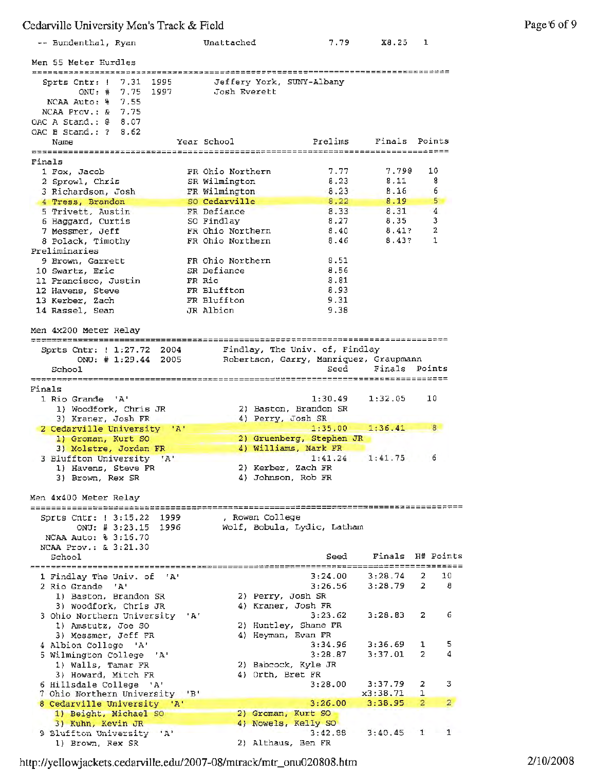-- Bundenthal, Ryan Unattached 7.79 X8.25 1

## Men 55 Meter Hurdles

```
==============================================================================
  Sprts Cntr: !  7.31  1995        Jeffery York, SUNY-Albany
        ONU: #  7.75  1997        Josh Everett
   NCAA Auto: %  7.55
  NCAA Prov.: &  7.75
 OAC A Stand.: @  8.07
 OAC B Stand.: ?  8.62
    Name                    Year School              Prelims     Finals  Points
==============================================================================
Finals
  1 Fox, Jacob               FR Ohio Northern          7.77      7.79@    10
  2 Sprowl, Chris            SR Wilmington             8.23      8.11      8
  3 Richardson, Josh         FR Wilmington             8.23      8.16      6
  4 Tress, Brandon           SO Cedarville             8.22      8.19      5
  5 Trivett, Austin          FR Defiance               8.33      8.31      4
  6 Haggard, Curtis          SO Findlay                8.27      8.35      3
  7 Messmer, Jeff            FR Ohio Northern          8.40      8.41?     2
  8 Polack, Timothy          FR Ohio Northern          8.46      8.43?     1
Preliminaries
  9 Brown, Garrett           FR Ohio Northern          8.51
 10 Swartz, Eric             SR Defiance               8.56
 11 Francisco, Justin        FR Rio                    8.81
 12 Havens, Steve            FR Bluffton               8.93
 13 Kerber, Zach             FR Bluffton               9.31
 14 Rassel, Sean             JR Albion                 9.38
```

## Men 4x200 Meter Relay

```
==============================================================================
  Sprts Cntr: ! 1:27.72  2004        Findlay, The Univ. of, Findlay
        ONU: # 1:29.44  2005        Robertson, Garry, Manriquez, Graupmann
    School                                         Seed      Finals  Points
==============================================================================
Finals
  1 Rio Grande  'A'                              1:30.49    1:32.05     10
     1) Woodfork, Chris JR             2) Baston, Brandon SR
     3) Kraner, Josh FR                4) Perry, Josh SR
  2 Cedarville University  'A'                   1:35.00    1:36.41      8
     1) Groman, Kurt SO                2) Gruenberg, Stephen JR
     3) Molstre, Jordan FR             4) Williams, Mark FR
  3 Bluffton University  'A'                     1:41.24    1:41.75      6
     1) Havens, Steve FR               2) Kerber, Zach FR
     3) Brown, Rex SR                  4) Johnson, Rob FR
```

## Men 4x400 Meter Relay

```
================================================================================
  Sprts Cntr: ! 3:15.22  1999        , Rowan College
        ONU: # 3:23.15  1996        Wolf, Bobula, Lydic, Latham
   NCAA Auto: % 3:16.70
  NCAA Prov.: & 3:21.30
    School                                         Seed      Finals  H# Points
================================================================================
  1 Findlay The Univ. of  'A'                    3:24.00    3:28.74   2   10
  2 Rio Grande  'A'                              3:26.56    3:28.79   2    8
     1) Baston, Brandon SR             2) Perry, Josh SR
     3) Woodfork, Chris JR             4) Kraner, Josh FR
  3 Ohio Northern University  'A'                3:23.62    3:28.83   2    6
     1) Amstutz, Joe SO                2) Huntley, Shane FR
     3) Messmer, Jeff FR               4) Heyman, Evan FR
  4 Albion College  'A'                          3:34.96    3:36.69   1    5
  5 Wilmington College  'A'                      3:28.87    3:37.01   2    4
     1) Walls, Tamar FR                2) Babcock, Kyle JR
     3) Howard, Mitch FR               4) Orth, Bret FR
  6 Hillsdale College  'A'                       3:28.00    3:37.79   2    3
  7 Ohio Northern University  'B'                          x3:38.71   1
  8 Cedarville University  'A'                   3:26.00    3:38.95   2    2
     1) Beight, Michael SO             2) Groman, Kurt SO
     3) Kuhn, Kevin JR                 4) Nowels, Kelly SO
  9 Bluffton University  'A'                     3:42.88    3:40.45   1    1
     1) Brown, Rex SR                  2) Althaus, Ben FR
```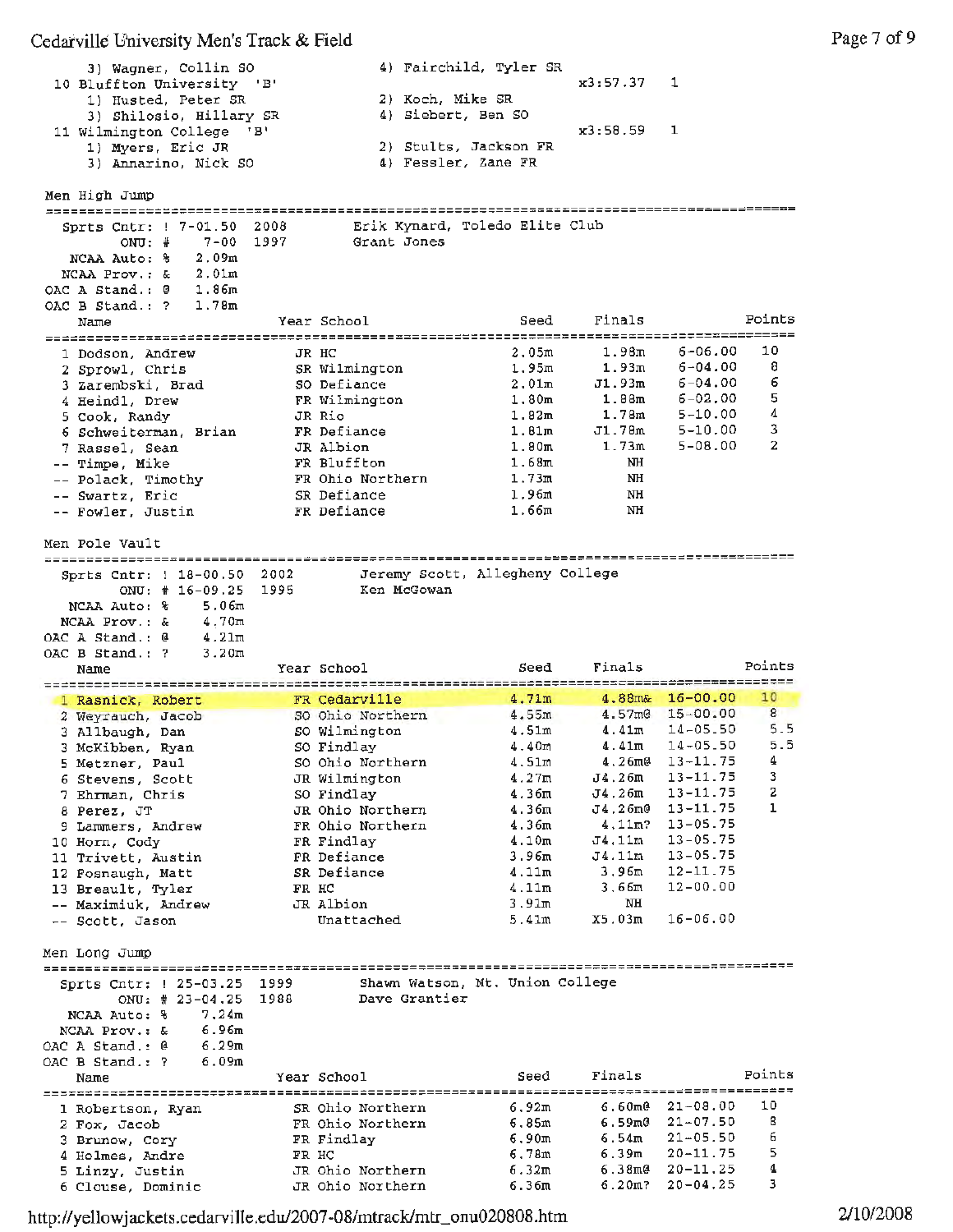3) Wagner, Collin SO — 4) Fairchild, Tyler SR

10 Bluffton University 'B' — x3:57.37 — 1
1) Husted, Peter SR — 2) Koch, Mike SR
3) Shilosio, Hillary SR — 4) Siebert, Ben SO

11 Wilmington College 'B' — x3:58.59 — 1
1) Myers, Eric JR — 2) Stults, Jackson FR
3) Annarino, Nick SO — 4) Fessler, Zane FR

## Men High Jump

Sprts Cntr: ! 7-01.50 2008 Erik Kynard, Toledo Elite Club
ONU: # 7-00 1997 Grant Jones
NCAA Auto: % 2.09m
NCAA Prov.: & 2.01m
OAC A Stand.: @ 1.86m
OAC B Stand.: ? 1.78m

| Place | Name | Year | School | Seed | Finals | | Points |
|---|---|---|---|---|---|---|---|
| 1 | Dodson, Andrew | JR | HC | 2.05m | 1.98m | 6-06.00 | 10 |
| 2 | Sprowl, Chris | SR | Wilmington | 1.95m | 1.93m | 6-04.00 | 8 |
| 3 | Zarembski, Brad | SO | Defiance | 2.01m | J1.93m | 6-04.00 | 6 |
| 4 | Heindl, Drew | FR | Wilmington | 1.80m | 1.88m | 6-02.00 | 5 |
| 5 | Cook, Randy | JR | Rio | 1.82m | 1.78m | 5-10.00 | 4 |
| 6 | Schweiterman, Brian | FR | Defiance | 1.81m | J1.78m | 5-10.00 | 3 |
| 7 | Rassel, Sean | JR | Albion | 1.80m | 1.73m | 5-08.00 | 2 |
| -- | Timpe, Mike | FR | Bluffton | 1.68m | NH | | |
| -- | Polack, Timothy | FR | Ohio Northern | 1.73m | NH | | |
| -- | Swartz, Eric | SR | Defiance | 1.96m | NH | | |
| -- | Fowler, Justin | FR | Defiance | 1.66m | NH | | |

## Men Pole Vault

Sprts Cntr: ! 18-00.50 2002 Jeremy Scott, Allegheny College
ONU: # 16-09.25 1995 Ken McGowan
NCAA Auto: % 5.06m
NCAA Prov.: & 4.70m
OAC A Stand.: @ 4.21m
OAC B Stand.: ? 3.20m

| Place | Name | Year | School | Seed | Finals | | Points |
|---|---|---|---|---|---|---|---|
| 1 | Rasnick, Robert | FR | Cedarville | 4.71m | 4.88m& | 16-00.00 | 10 |
| 2 | Weyrauch, Jacob | SO | Ohio Northern | 4.55m | 4.57m@ | 15-00.00 | 8 |
| 3 | Allbaugh, Dan | SO | Wilmington | 4.51m | 4.41m | 14-05.50 | 5.5 |
| 3 | McKibben, Ryan | SO | Findlay | 4.40m | 4.41m | 14-05.50 | 5.5 |
| 5 | Metzner, Paul | SO | Ohio Northern | 4.51m | 4.26m@ | 13-11.75 | 4 |
| 6 | Stevens, Scott | JR | Wilmington | 4.27m | J4.26m | 13-11.75 | 3 |
| 7 | Ehrman, Chris | SO | Findlay | 4.36m | J4.26m | 13-11.75 | 2 |
| 8 | Perez, JT | JR | Ohio Northern | 4.36m | J4.26m@ | 13-11.75 | 1 |
| 9 | Lammers, Andrew | FR | Ohio Northern | 4.36m | 4.11m? | 13-05.75 | |
| 10 | Horn, Cody | FR | Findlay | 4.10m | J4.11m | 13-05.75 | |
| 11 | Trivett, Austin | FR | Defiance | 3.96m | J4.11m | 13-05.75 | |
| 12 | Posnaugh, Matt | SR | Defiance | 4.11m | 3.96m | 12-11.75 | |
| 13 | Breault, Tyler | FR | HC | 4.11m | 3.66m | 12-00.00 | |
| -- | Maximiuk, Andrew | JR | Albion | 3.91m | NH | | |
| -- | Scott, Jason | | Unattached | 5.41m | X5.03m | 16-06.00 | |

## Men Long Jump

Sprts Cntr: ! 25-03.25 1999 Shawn Watson, Mt. Union College
ONU: # 23-04.25 1988 Dave Grantier
NCAA Auto: % 7.24m
NCAA Prov.: & 6.96m
OAC A Stand.: @ 6.29m
OAC B Stand.: ? 6.09m

| Place | Name | Year | School | Seed | Finals | | Points |
|---|---|---|---|---|---|---|---|
| 1 | Robertson, Ryan | SR | Ohio Northern | 6.92m | 6.60m@ | 21-08.00 | 10 |
| 2 | Fox, Jacob | FR | Ohio Northern | 6.85m | 6.59m@ | 21-07.50 | 8 |
| 3 | Brunow, Cory | FR | Findlay | 6.90m | 6.54m | 21-05.50 | 6 |
| 4 | Holmes, Andre | FR | HC | 6.78m | 6.39m | 20-11.75 | 5 |
| 5 | Linzy, Justin | JR | Ohio Northern | 6.32m | 6.38m@ | 20-11.25 | 4 |
| 6 | Clouse, Dominic | JR | Ohio Northern | 6.36m | 6.20m? | 20-04.25 | 3 |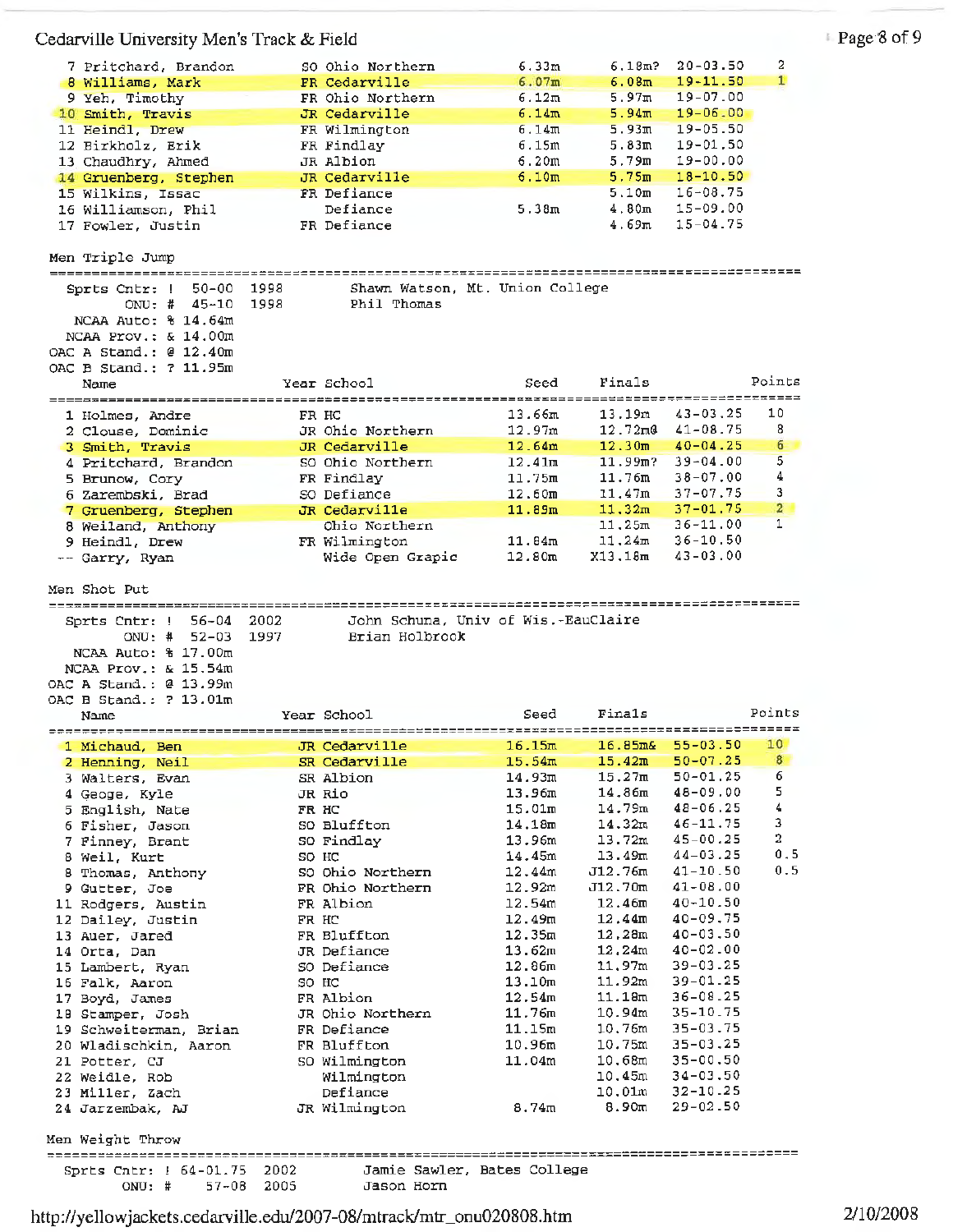| Place | Name | Year | School | Seed | Finals | | Points |
|---|---|---|---|---|---|---|---|
| 7 | Pritchard, Brandon | SO | Ohio Northern | 6.33m | 6.18m? | 20-03.50 | 2 |
| 8 | Williams, Mark | FR | Cedarville | 6.07m | 6.08m | 19-11.50 | 1 |
| 9 | Yeh, Timothy | FR | Ohio Northern | 6.12m | 5.97m | 19-07.00 | |
| 10 | Smith, Travis | JR | Cedarville | 6.14m | 5.94m | 19-06.00 | |
| 11 | Heindl, Drew | FR | Wilmington | 6.14m | 5.93m | 19-05.50 | |
| 12 | Birkholz, Erik | FR | Findlay | 6.15m | 5.83m | 19-01.50 | |
| 13 | Chaudhry, Ahmed | JR | Albion | 6.20m | 5.79m | 19-00.00 | |
| 14 | Gruenberg, Stephen | JR | Cedarville | 6.10m | 5.75m | 18-10.50 | |
| 15 | Wilkins, Issac | FR | Defiance | | 5.10m | 16-08.75 | |
| 16 | Williamson, Phil | | Defiance | 5.38m | 4.80m | 15-09.00 | |
| 17 | Fowler, Justin | FR | Defiance | | 4.69m | 15-04.75 | |

## Men Triple Jump

```
Sprts Cntr: !  50-00  1998     Shawn Watson, Mt. Union College
       ONU: #  45-10  1998     Phil Thomas
 NCAA Auto: % 14.64m
NCAA Prov.: & 14.00m
OAC A Stand.: @ 12.40m
OAC B Stand.: ? 11.95m
```

| Place | Name | Year | School | Seed | Finals | | Points |
|---|---|---|---|---|---|---|---|
| 1 | Holmes, Andre | FR | HC | 13.66m | 13.19m | 43-03.25 | 10 |
| 2 | Clouse, Dominic | JR | Ohio Northern | 12.97m | 12.72m@ | 41-08.75 | 8 |
| 3 | Smith, Travis | JR | Cedarville | 12.64m | 12.30m | 40-04.25 | 6 |
| 4 | Pritchard, Brandon | SO | Ohio Northern | 12.41m | 11.99m? | 39-04.00 | 5 |
| 5 | Brunow, Cory | FR | Findlay | 11.75m | 11.76m | 38-07.00 | 4 |
| 6 | Zarembski, Brad | SO | Defiance | 12.60m | 11.47m | 37-07.75 | 3 |
| 7 | Gruenberg, Stephen | JR | Cedarville | 11.89m | 11.32m | 37-01.75 | 2 |
| 8 | Weiland, Anthony | | Ohio Northern | | 11.25m | 36-11.00 | 1 |
| 9 | Heindl, Drew | FR | Wilmington | 11.84m | 11.24m | 36-10.50 | |
| -- | Garry, Ryan | | Wide Open Grapic | 12.80m | X13.18m | 43-03.00 | |

## Men Shot Put

```
Sprts Cntr: !  56-04  2002     John Schuna, Univ of Wis.-EauClaire
       ONU: #  52-03  1997     Brian Holbrook
 NCAA Auto: % 17.00m
NCAA Prov.: & 15.54m
OAC A Stand.: @ 13.99m
OAC B Stand.: ? 13.01m
```

| Place | Name | Year | School | Seed | Finals | | Points |
|---|---|---|---|---|---|---|---|
| 1 | Michaud, Ben | JR | Cedarville | 16.15m | 16.85m& | 55-03.50 | 10 |
| 2 | Henning, Neil | SR | Cedarville | 15.54m | 15.42m | 50-07.25 | 8 |
| 3 | Walters, Evan | SR | Albion | 14.93m | 15.27m | 50-01.25 | 6 |
| 4 | Geoge, Kyle | JR | Rio | 13.96m | 14.86m | 48-09.00 | 5 |
| 5 | English, Nate | FR | HC | 15.01m | 14.79m | 48-06.25 | 4 |
| 6 | Fisher, Jason | SO | Bluffton | 14.18m | 14.32m | 46-11.75 | 3 |
| 7 | Finney, Brant | SO | Findlay | 13.96m | 13.72m | 45-00.25 | 2 |
| 8 | Weil, Kurt | SO | HC | 14.45m | 13.49m | 44-03.25 | 0.5 |
| 8 | Thomas, Anthony | SO | Ohio Northern | 12.44m | J12.76m | 41-10.50 | 0.5 |
| 9 | Gutter, Joe | FR | Ohio Northern | 12.92m | J12.70m | 41-08.00 | |
| 11 | Rodgers, Austin | FR | Albion | 12.54m | 12.46m | 40-10.50 | |
| 12 | Dailey, Justin | FR | HC | 12.49m | 12.44m | 40-09.75 | |
| 13 | Auer, Jared | FR | Bluffton | 12.35m | 12.28m | 40-03.50 | |
| 14 | Orta, Dan | JR | Defiance | 13.62m | 12.24m | 40-02.00 | |
| 15 | Lambert, Ryan | SO | Defiance | 12.86m | 11.97m | 39-03.25 | |
| 16 | Falk, Aaron | SO | HC | 13.10m | 11.92m | 39-01.25 | |
| 17 | Boyd, James | FR | Albion | 12.54m | 11.18m | 36-08.25 | |
| 18 | Stamper, Josh | JR | Ohio Northern | 11.76m | 10.94m | 35-10.75 | |
| 19 | Schweiterman, Brian | FR | Defiance | 11.15m | 10.76m | 35-03.75 | |
| 20 | Wladischkin, Aaron | FR | Bluffton | 10.96m | 10.75m | 35-03.25 | |
| 21 | Potter, CJ | SO | Wilmington | 11.04m | 10.68m | 35-00.50 | |
| 22 | Weidle, Rob | | Wilmington | | 10.45m | 34-03.50 | |
| 23 | Miller, Zach | | Defiance | | 10.01m | 32-10.25 | |
| 24 | Jarzembak, AJ | JR | Wilmington | 8.74m | 8.90m | 29-02.50 | |

## Men Weight Throw

```
Sprts Cntr: ! 64-01.75  2002     Jamie Sawler, Bates College
       ONU: #    57-08  2005     Jason Horn
```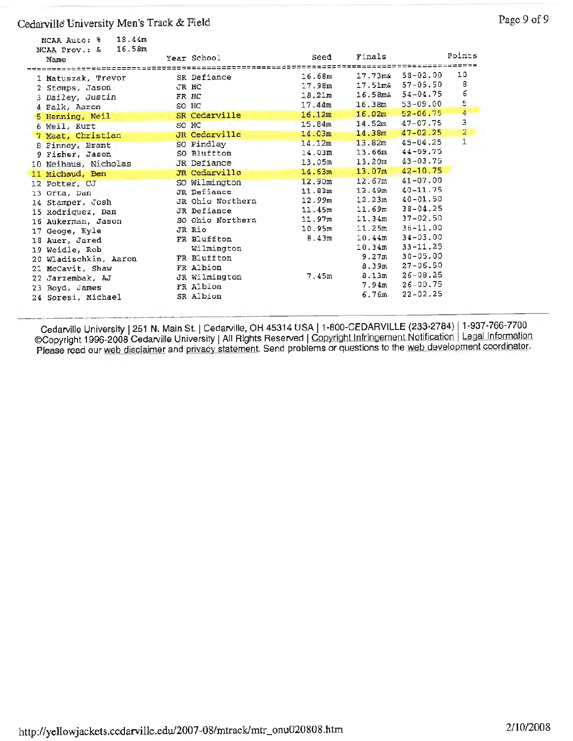NCAA Auto: % 18.44m
NCAA Prov.: & 16.58m

| Name | Year | School | Seed | Finals | | Points |
|---|---|---|---|---|---|---|
| 1 Matuszak, Trevor | SR | Defiance | 16.68m | 17.73m& | 58-02.00 | 10 |
| 2 Stomps, Jason | JR | HC | 17.98m | 17.51m& | 57-05.50 | 8 |
| 3 Dailey, Justin | FR | HC | 18.21m | 16.58m& | 54-04.75 | 6 |
| 4 Falk, Aaron | SO | HC | 17.44m | 16.38m | 53-09.00 | 5 |
| 5 Henning, Neil | SR | Cedarville | 16.12m | 16.02m | 52-06.75 | 4 |
| 6 Weil, Kurt | SO | HC | 15.84m | 14.52m | 47-07.75 | 3 |
| 7 Maat, Christian | JR | Cedarville | 14.03m | 14.38m | 47-02.25 | 2 |
| 8 Finney, Brant | SO | Findlay | 14.12m | 13.82m | 45-04.25 | 1 |
| 9 Fisher, Jason | SO | Bluffton | 14.03m | 13.66m | 44-09.75 | |
| 10 Neihaus, Nicholas | JR | Defiance | 13.05m | 13.20m | 43-03.75 | |
| 11 Michaud, Ben | JR | Cedarville | 14.63m | 13.07m | 42-10.75 | |
| 12 Potter, CJ | SO | Wilmington | 12.90m | 12.67m | 41-07.00 | |
| 13 Orta, Dan | JR | Defiance | 11.83m | 12.49m | 40-11.75 | |
| 14 Stamper, Josh | JR | Ohio Northern | 12.99m | 12.23m | 40-01.50 | |
| 15 Rodriquez, Dan | JR | Defiance | 11.45m | 11.69m | 38-04.25 | |
| 16 Aukerman, Jason | SO | Ohio Northern | 11.97m | 11.34m | 37-02.50 | |
| 17 Geoge, Kyle | JR | Rio | 10.95m | 11.25m | 36-11.00 | |
| 18 Auer, Jared | FR | Bluffton | 8.43m | 10.44m | 34-03.00 | |
| 19 Weidle, Rob | | Wilmington | | 10.34m | 33-11.25 | |
| 20 Wladischkin, Aaron | FR | Bluffton | | 9.27m | 30-05.00 | |
| 21 McCavit, Shaw | FR | Albion | | 8.39m | 27-06.50 | |
| 22 Jarzembak, AJ | JR | Wilmington | 7.45m | 8.13m | 26-08.25 | |
| 23 Boyd, James | FR | Albion | | 7.94m | 26-00.75 | |
| 24 Soresi, Michael | SR | Albion | | 6.76m | 22-02.25 | |

Cedarville University | 251 N. Main St. | Cedarville, OH 45314 USA | 1-800-CEDARVILLE (233-2784) | 1-937-766-7700
©Copyright 1996-2008 Cedarville University | All Rights Reserved | Copyright Infringement Notification | Legal Information
Please read our web disclaimer and privacy statement. Send problems or questions to the web development coordinator.